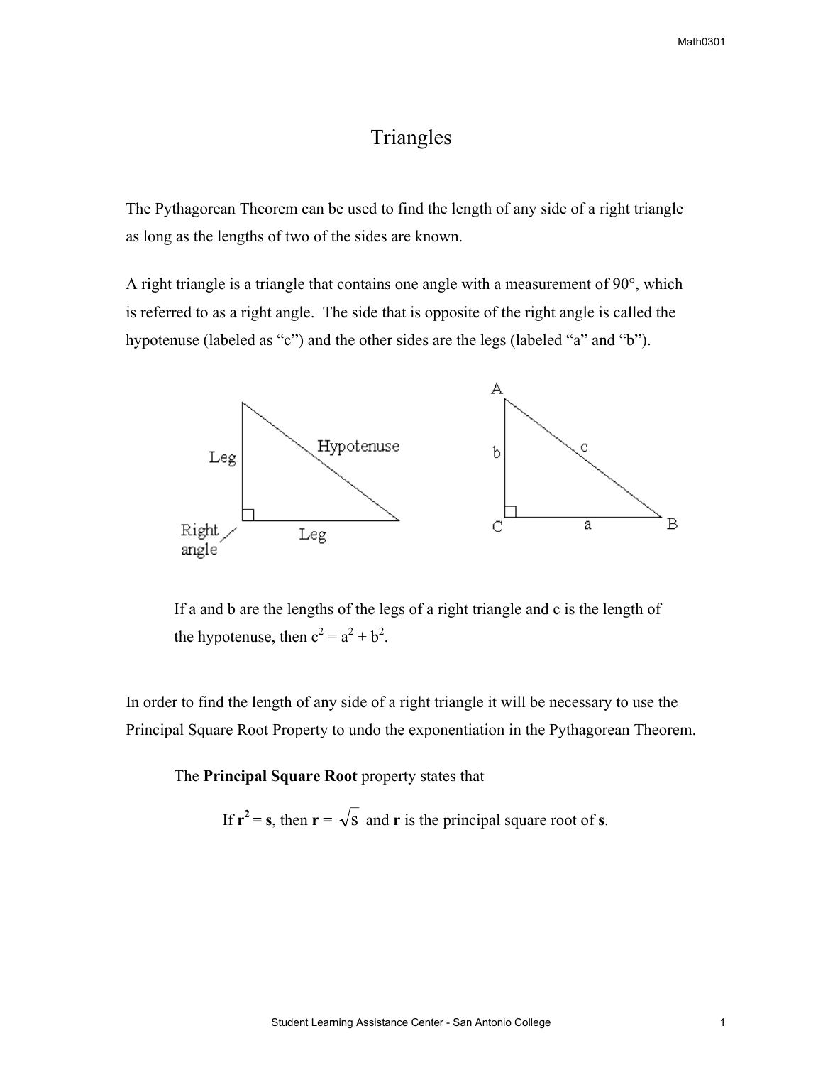# Triangles

The Pythagorean Theorem can be used to find the length of any side of a right triangle as long as the lengths of two of the sides are known.

A right triangle is a triangle that contains one angle with a measurement of 90°, which is referred to as a right angle. The side that is opposite of the right angle is called the hypotenuse (labeled as "c") and the other sides are the legs (labeled "a" and "b").

> If a and b are the lengths of the legs of a right triangle and c is the length of the hypotenuse, then $c^2 = a^2 + b^2$.

In order to find the length of any side of a right triangle it will be necessary to use the Principal Square Root Property to undo the exponentiation in the Pythagorean Theorem.

> The **Principal Square Root** property states that
>
> If $\mathbf{r^2 = s}$, then $\mathbf{r} = \sqrt{s}$ and **r** is the principal square root of **s**.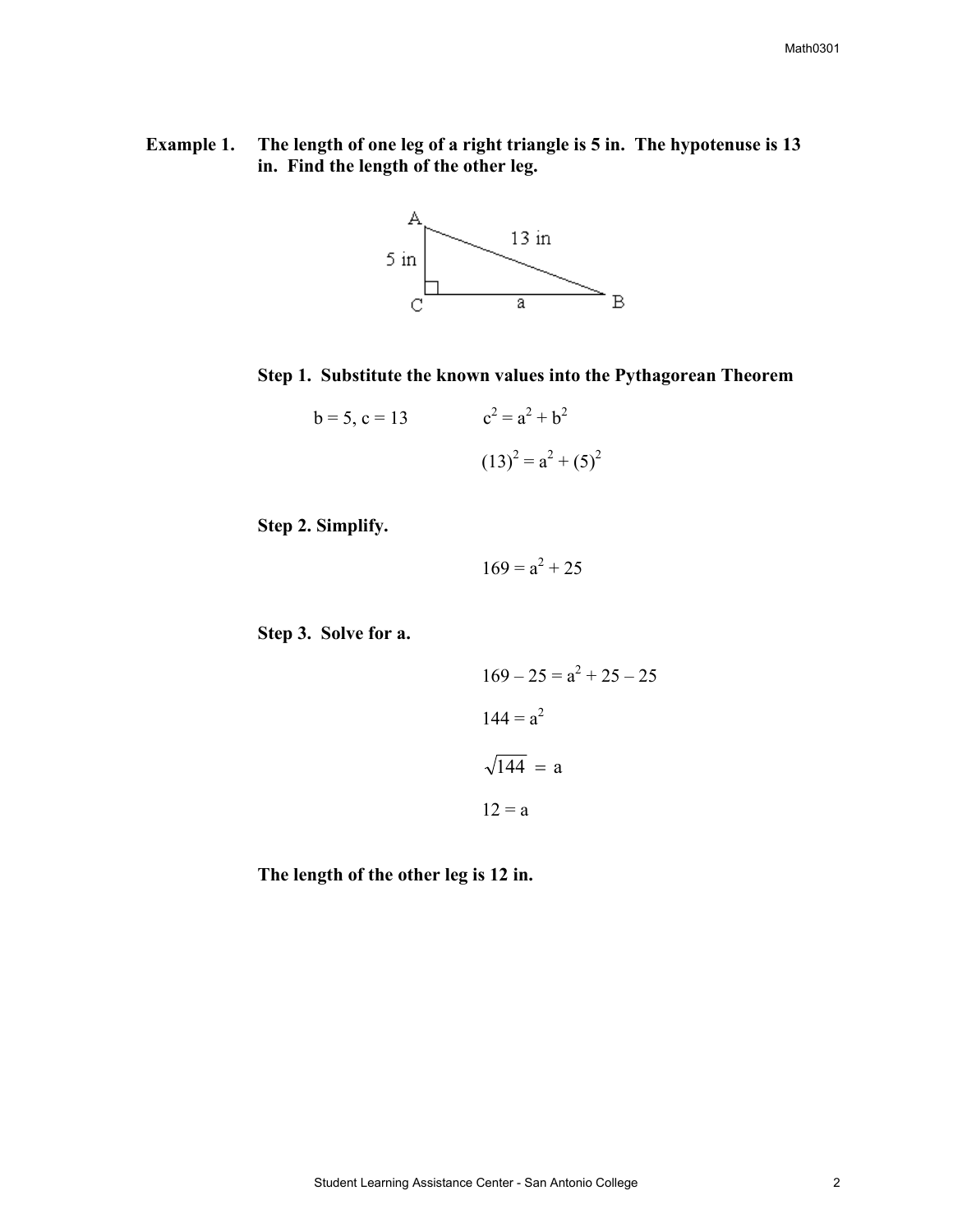**Example 1.** **The length of one leg of a right triangle is 5 in. The hypotenuse is 13 in. Find the length of the other leg.**

**Step 1. Substitute the known values into the Pythagorean Theorem**

$b = 5,\ c = 13$

$$c^2 = a^2 + b^2$$

$$(13)^2 = a^2 + (5)^2$$

**Step 2. Simplify.**

$$169 = a^2 + 25$$

**Step 3. Solve for a.**

$$169 - 25 = a^2 + 25 - 25$$

$$144 = a^2$$

$$\sqrt{144} = a$$

$$12 = a$$

**The length of the other leg is 12 in.**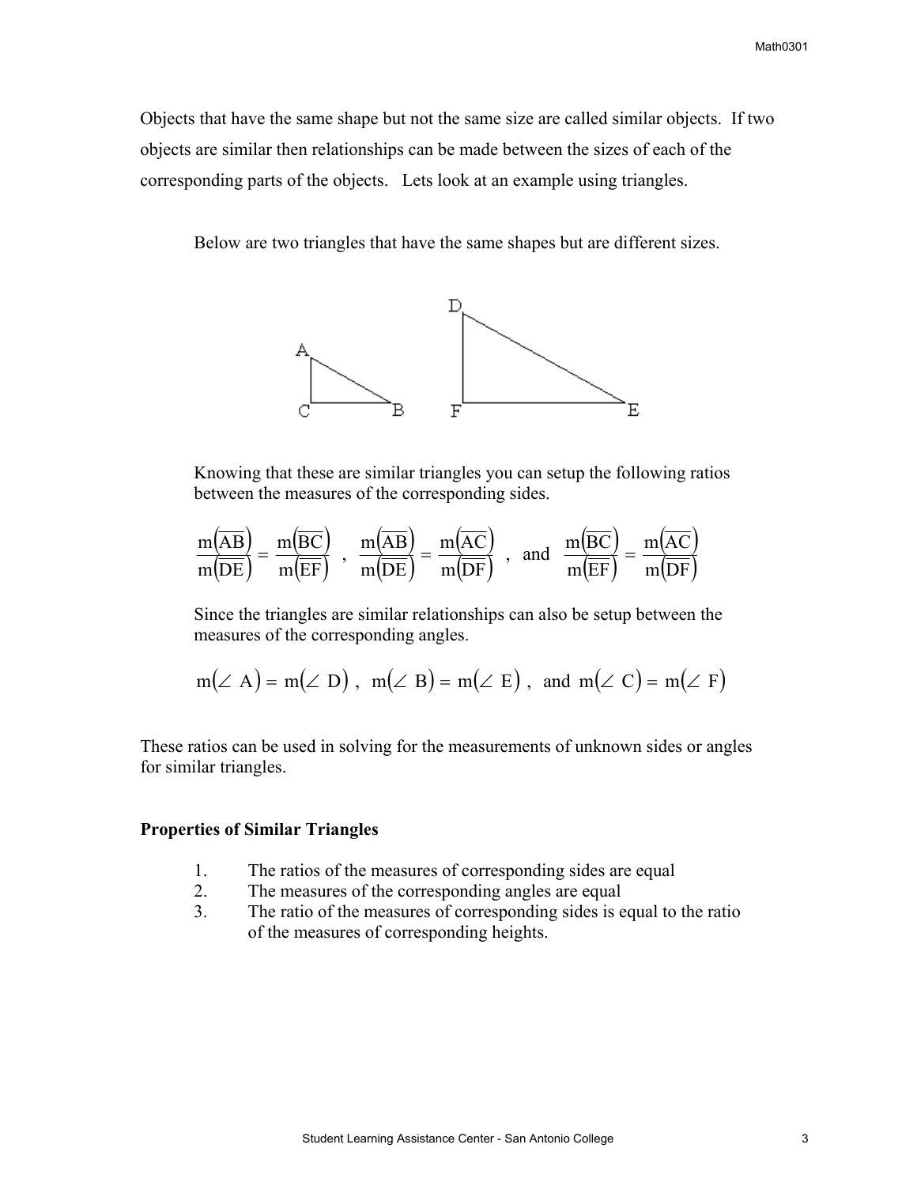Objects that have the same shape but not the same size are called similar objects. If two objects are similar then relationships can be made between the sizes of each of the corresponding parts of the objects. Lets look at an example using triangles.

Below are two triangles that have the same shapes but are different sizes.

Knowing that these are similar triangles you can setup the following ratios between the measures of the corresponding sides.

$$\frac{m\left(\overline{AB}\right)}{m\left(\overline{DE}\right)} = \frac{m\left(\overline{BC}\right)}{m\left(\overline{EF}\right)}, \quad \frac{m\left(\overline{AB}\right)}{m\left(\overline{DE}\right)} = \frac{m\left(\overline{AC}\right)}{m\left(\overline{DF}\right)}, \quad \text{and} \quad \frac{m\left(\overline{BC}\right)}{m\left(\overline{EF}\right)} = \frac{m\left(\overline{AC}\right)}{m\left(\overline{DF}\right)}$$

Since the triangles are similar relationships can also be setup between the measures of the corresponding angles.

$$m(\angle A) = m(\angle D), \quad m(\angle B) = m(\angle E), \quad \text{and} \quad m(\angle C) = m(\angle F)$$

These ratios can be used in solving for the measurements of unknown sides or angles for similar triangles.

**Properties of Similar Triangles**

1. The ratios of the measures of corresponding sides are equal
2. The measures of the corresponding angles are equal
3. The ratio of the measures of corresponding sides is equal to the ratio of the measures of corresponding heights.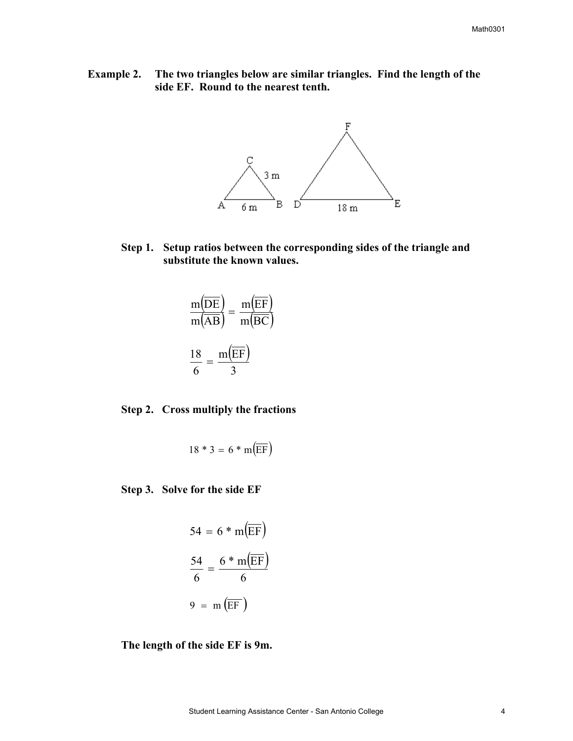**Example 2.** **The two triangles below are similar triangles. Find the length of the side EF. Round to the nearest tenth.**

**Step 1. Setup ratios between the corresponding sides of the triangle and substitute the known values.**

$$\frac{m(\overline{DE})}{m(\overline{AB})} = \frac{m(\overline{EF})}{m(\overline{BC})}$$

$$\frac{18}{6} = \frac{m(\overline{EF})}{3}$$

**Step 2. Cross multiply the fractions**

$$18 * 3 = 6 * m(\overline{EF})$$

**Step 3. Solve for the side EF**

$$54 = 6 * m(\overline{EF})$$

$$\frac{54}{6} = \frac{6 * m(\overline{EF})}{6}$$

$$9 = m(\overline{EF})$$

**The length of the side EF is 9m.**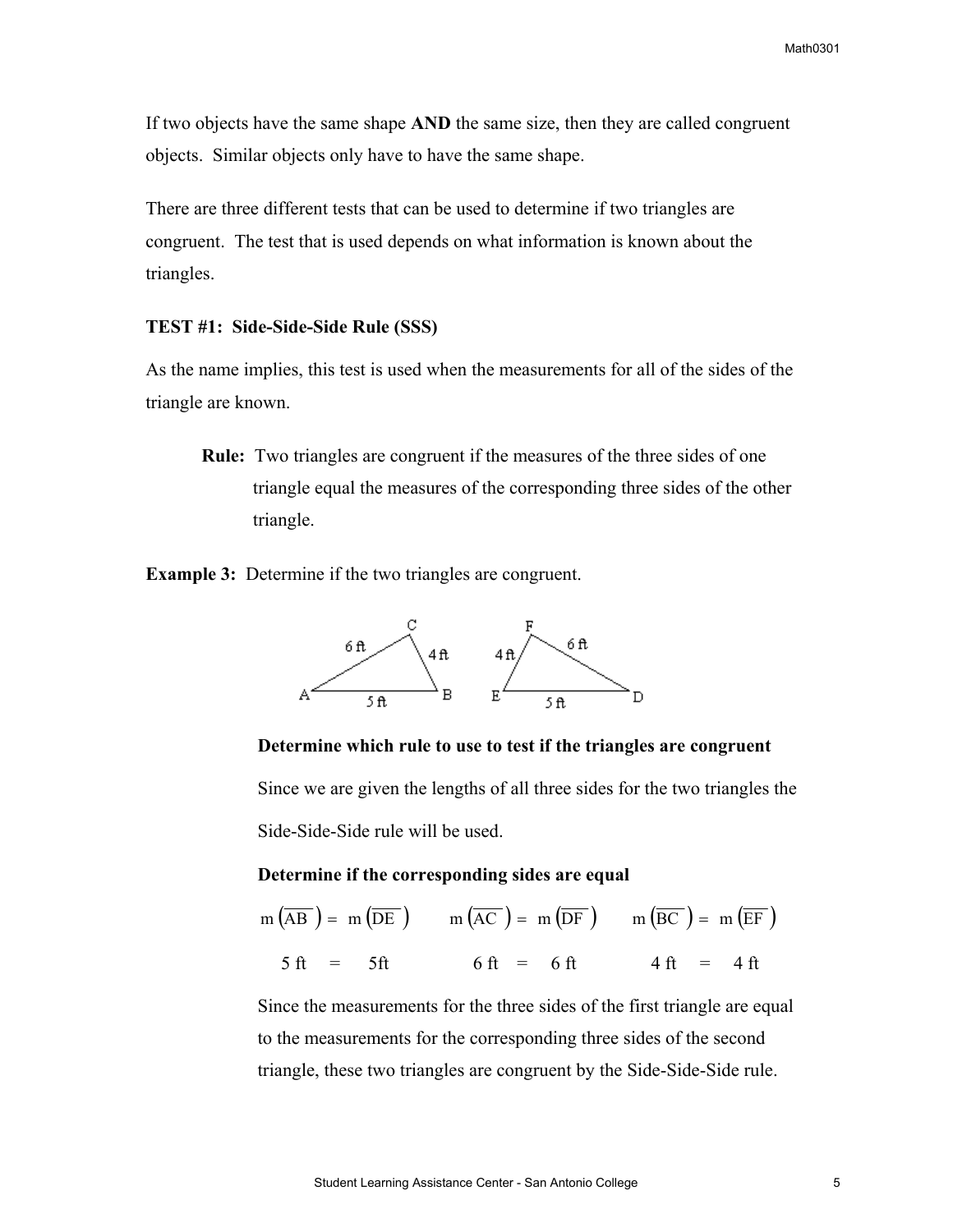If two objects have the same shape **AND** the same size, then they are called congruent objects. Similar objects only have to have the same shape.

There are three different tests that can be used to determine if two triangles are congruent. The test that is used depends on what information is known about the triangles.

**TEST #1: Side-Side-Side Rule (SSS)**

As the name implies, this test is used when the measurements for all of the sides of the triangle are known.

> **Rule:** Two triangles are congruent if the measures of the three sides of one triangle equal the measures of the corresponding three sides of the other triangle.

**Example 3:** Determine if the two triangles are congruent.

**Determine which rule to use to test if the triangles are congruent**

Since we are given the lengths of all three sides for the two triangles the Side-Side-Side rule will be used.

**Determine if the corresponding sides are equal**

$m(\overline{AB}) = m(\overline{DE})$ $\quad$ $m(\overline{AC}) = m(\overline{DF})$ $\quad$ $m(\overline{BC}) = m(\overline{EF})$

5 ft = 5ft $\quad$ 6 ft = 6 ft $\quad$ 4 ft = 4 ft

Since the measurements for the three sides of the first triangle are equal to the measurements for the corresponding three sides of the second triangle, these two triangles are congruent by the Side-Side-Side rule.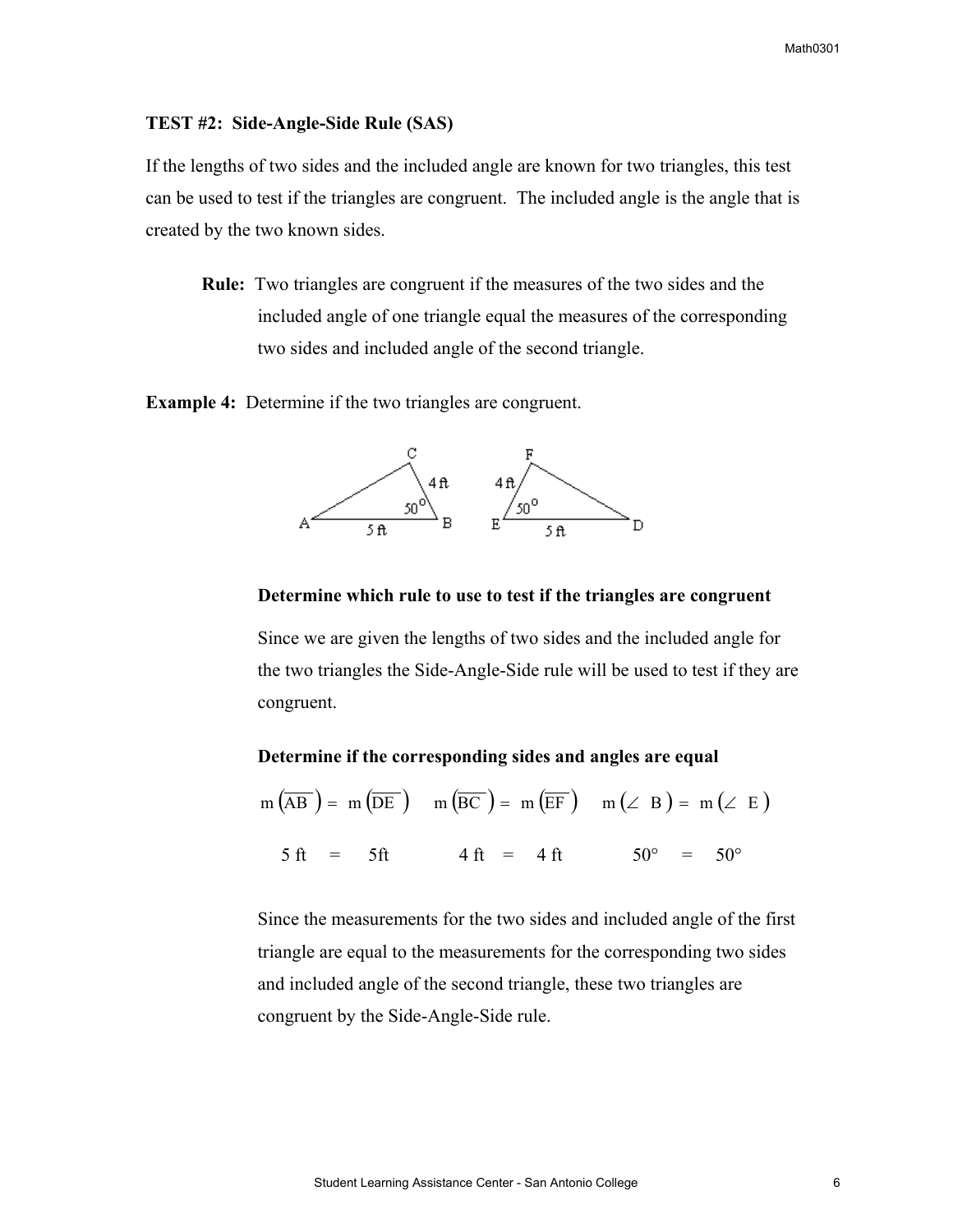### TEST #2: Side-Angle-Side Rule (SAS)

If the lengths of two sides and the included angle are known for two triangles, this test can be used to test if the triangles are congruent. The included angle is the angle that is created by the two known sides.

> **Rule:** Two triangles are congruent if the measures of the two sides and the included angle of one triangle equal the measures of the corresponding two sides and included angle of the second triangle.

**Example 4:** Determine if the two triangles are congruent.

**Determine which rule to use to test if the triangles are congruent**

Since we are given the lengths of two sides and the included angle for the two triangles the Side-Angle-Side rule will be used to test if they are congruent.

**Determine if the corresponding sides and angles are equal**

$$m\left(\overline{AB}\right) = m\left(\overline{DE}\right) \qquad m\left(\overline{BC}\right) = m\left(\overline{EF}\right) \qquad m\left(\angle B\right) = m\left(\angle E\right)$$

$$5 \text{ ft} = 5\text{ft} \qquad 4 \text{ ft} = 4 \text{ ft} \qquad 50° = 50°$$

Since the measurements for the two sides and included angle of the first triangle are equal to the measurements for the corresponding two sides and included angle of the second triangle, these two triangles are congruent by the Side-Angle-Side rule.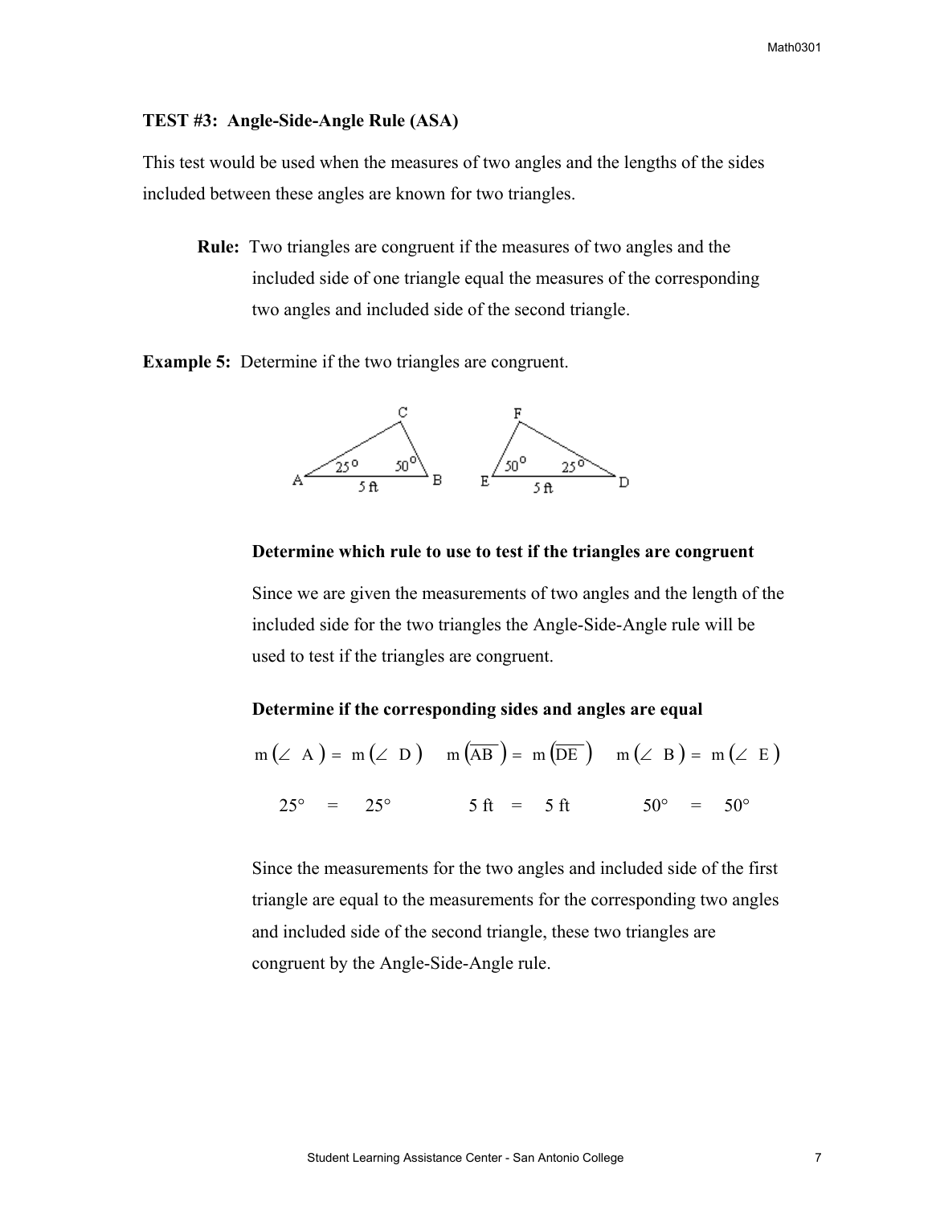### TEST #3: Angle-Side-Angle Rule (ASA)

This test would be used when the measures of two angles and the lengths of the sides included between these angles are known for two triangles.

**Rule:** Two triangles are congruent if the measures of two angles and the included side of one triangle equal the measures of the corresponding two angles and included side of the second triangle.

**Example 5:** Determine if the two triangles are congruent.

C
A 25° 50° B
5 ft
F
E 50° 25° D
5 ft

**Determine which rule to use to test if the triangles are congruent**

Since we are given the measurements of two angles and the length of the included side for the two triangles the Angle-Side-Angle rule will be used to test if the triangles are congruent.

**Determine if the corresponding sides and angles are equal**

$$m(\angle A) = m(\angle D) \qquad m(\overline{AB}) = m(\overline{DE}) \qquad m(\angle B) = m(\angle E)$$

$$25° = 25° \qquad 5 \text{ ft} = 5 \text{ ft} \qquad 50° = 50°$$

Since the measurements for the two angles and included side of the first triangle are equal to the measurements for the corresponding two angles and included side of the second triangle, these two triangles are congruent by the Angle-Side-Angle rule.